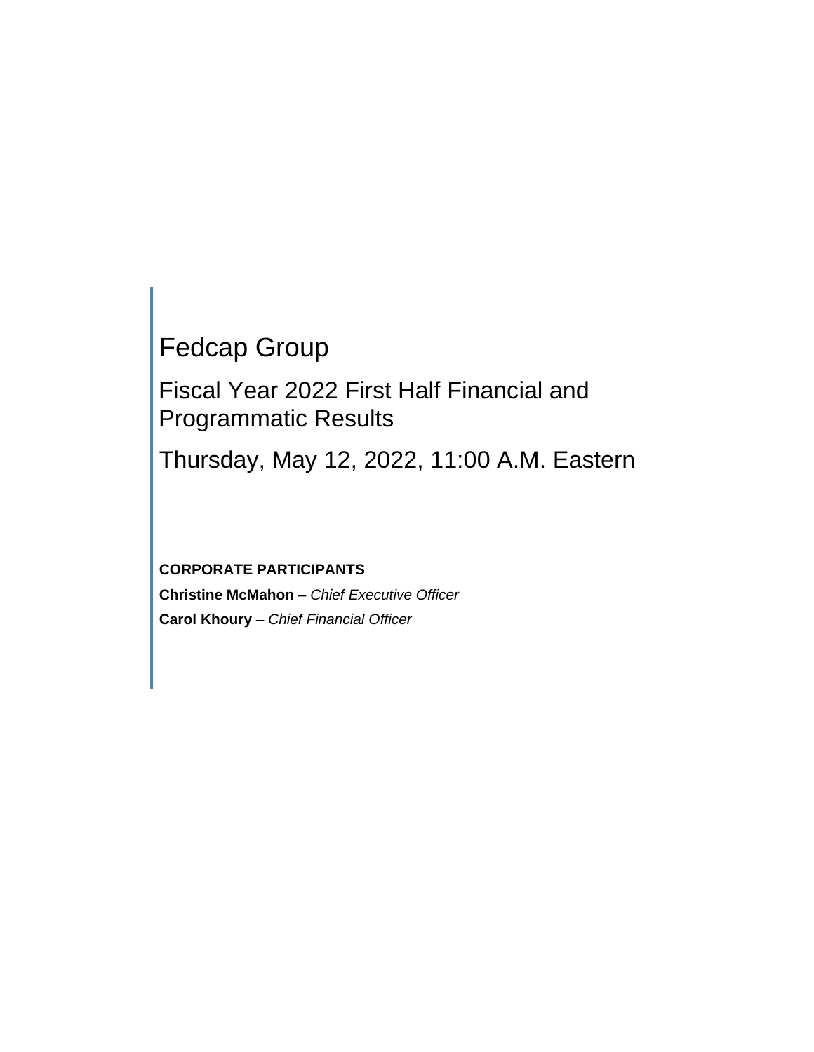# Fedcap Group

## Fiscal Year 2022 First Half Financial and Programmatic Results

## Thursday, May 12, 2022, 11:00 A.M. Eastern

**CORPORATE PARTICIPANTS**

**Christine McMahon** – *Chief Executive Officer*

**Carol Khoury** – *Chief Financial Officer*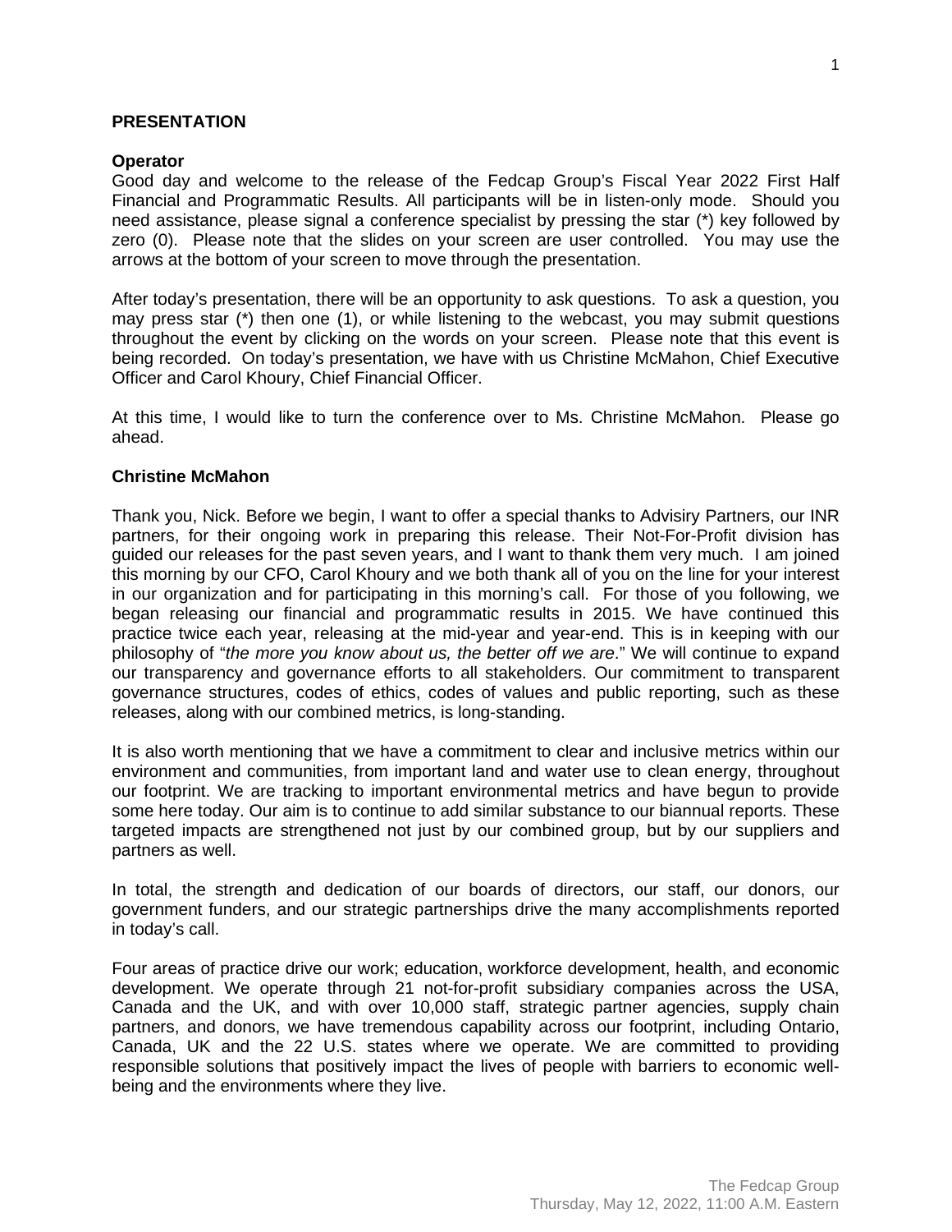**PRESENTATION**

**Operator**

Good day and welcome to the release of the Fedcap Group's Fiscal Year 2022 First Half Financial and Programmatic Results. All participants will be in listen-only mode. Should you need assistance, please signal a conference specialist by pressing the star (*) key followed by zero (0). Please note that the slides on your screen are user controlled. You may use the arrows at the bottom of your screen to move through the presentation.

After today's presentation, there will be an opportunity to ask questions. To ask a question, you may press star (*) then one (1), or while listening to the webcast, you may submit questions throughout the event by clicking on the words on your screen. Please note that this event is being recorded. On today's presentation, we have with us Christine McMahon, Chief Executive Officer and Carol Khoury, Chief Financial Officer.

At this time, I would like to turn the conference over to Ms. Christine McMahon. Please go ahead.

**Christine McMahon**

Thank you, Nick. Before we begin, I want to offer a special thanks to Advisiry Partners, our INR partners, for their ongoing work in preparing this release. Their Not-For-Profit division has guided our releases for the past seven years, and I want to thank them very much. I am joined this morning by our CFO, Carol Khoury and we both thank all of you on the line for your interest in our organization and for participating in this morning's call. For those of you following, we began releasing our financial and programmatic results in 2015. We have continued this practice twice each year, releasing at the mid-year and year-end. This is in keeping with our philosophy of "*the more you know about us, the better off we are*." We will continue to expand our transparency and governance efforts to all stakeholders. Our commitment to transparent governance structures, codes of ethics, codes of values and public reporting, such as these releases, along with our combined metrics, is long-standing.

It is also worth mentioning that we have a commitment to clear and inclusive metrics within our environment and communities, from important land and water use to clean energy, throughout our footprint. We are tracking to important environmental metrics and have begun to provide some here today. Our aim is to continue to add similar substance to our biannual reports. These targeted impacts are strengthened not just by our combined group, but by our suppliers and partners as well.

In total, the strength and dedication of our boards of directors, our staff, our donors, our government funders, and our strategic partnerships drive the many accomplishments reported in today's call.

Four areas of practice drive our work; education, workforce development, health, and economic development. We operate through 21 not-for-profit subsidiary companies across the USA, Canada and the UK, and with over 10,000 staff, strategic partner agencies, supply chain partners, and donors, we have tremendous capability across our footprint, including Ontario, Canada, UK and the 22 U.S. states where we operate. We are committed to providing responsible solutions that positively impact the lives of people with barriers to economic well-being and the environments where they live.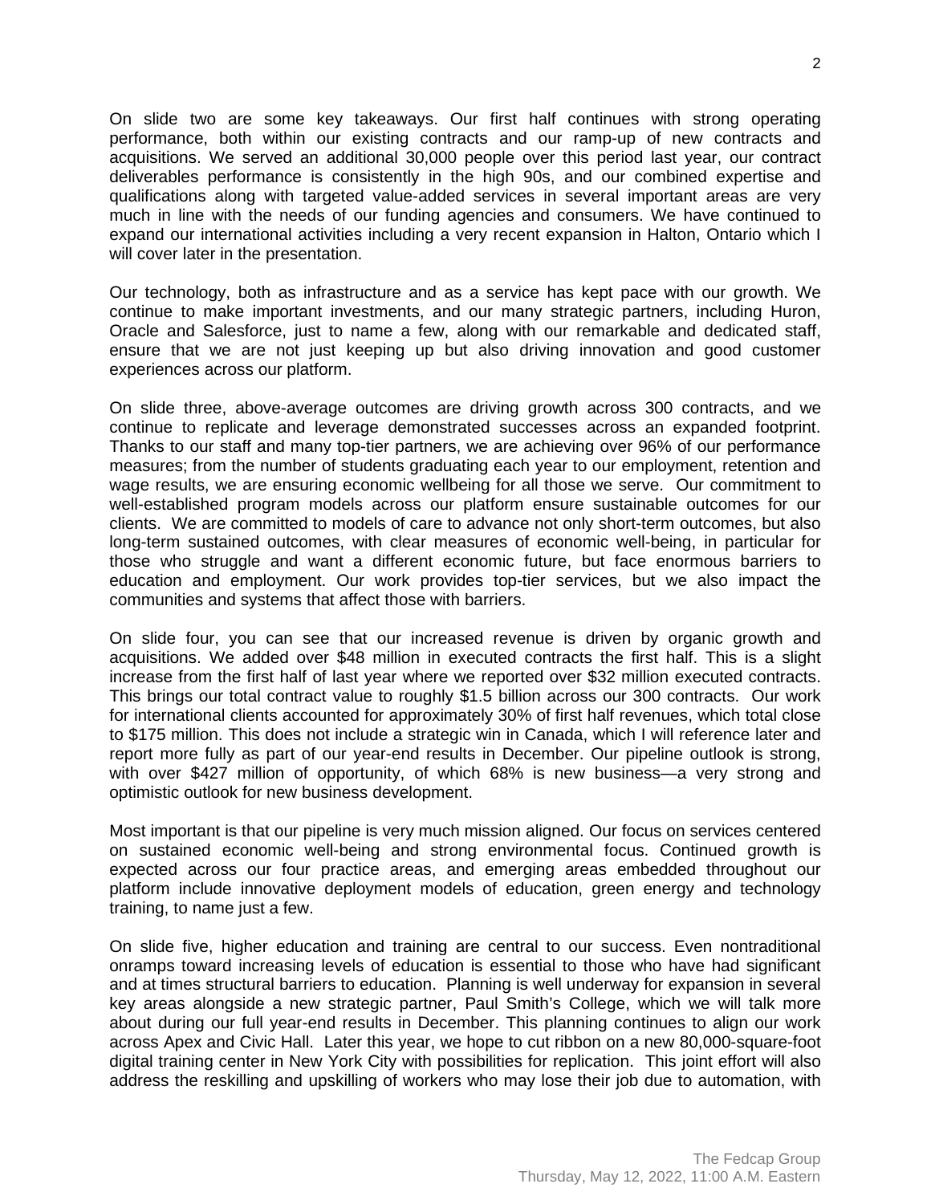On slide two are some key takeaways. Our first half continues with strong operating performance, both within our existing contracts and our ramp-up of new contracts and acquisitions. We served an additional 30,000 people over this period last year, our contract deliverables performance is consistently in the high 90s, and our combined expertise and qualifications along with targeted value-added services in several important areas are very much in line with the needs of our funding agencies and consumers. We have continued to expand our international activities including a very recent expansion in Halton, Ontario which I will cover later in the presentation.

Our technology, both as infrastructure and as a service has kept pace with our growth. We continue to make important investments, and our many strategic partners, including Huron, Oracle and Salesforce, just to name a few, along with our remarkable and dedicated staff, ensure that we are not just keeping up but also driving innovation and good customer experiences across our platform.

On slide three, above-average outcomes are driving growth across 300 contracts, and we continue to replicate and leverage demonstrated successes across an expanded footprint. Thanks to our staff and many top-tier partners, we are achieving over 96% of our performance measures; from the number of students graduating each year to our employment, retention and wage results, we are ensuring economic wellbeing for all those we serve. Our commitment to well-established program models across our platform ensure sustainable outcomes for our clients. We are committed to models of care to advance not only short-term outcomes, but also long-term sustained outcomes, with clear measures of economic well-being, in particular for those who struggle and want a different economic future, but face enormous barriers to education and employment. Our work provides top-tier services, but we also impact the communities and systems that affect those with barriers.

On slide four, you can see that our increased revenue is driven by organic growth and acquisitions. We added over $48 million in executed contracts the first half. This is a slight increase from the first half of last year where we reported over $32 million executed contracts. This brings our total contract value to roughly $1.5 billion across our 300 contracts. Our work for international clients accounted for approximately 30% of first half revenues, which total close to $175 million. This does not include a strategic win in Canada, which I will reference later and report more fully as part of our year-end results in December. Our pipeline outlook is strong, with over $427 million of opportunity, of which 68% is new business—a very strong and optimistic outlook for new business development.

Most important is that our pipeline is very much mission aligned. Our focus on services centered on sustained economic well-being and strong environmental focus. Continued growth is expected across our four practice areas, and emerging areas embedded throughout our platform include innovative deployment models of education, green energy and technology training, to name just a few.

On slide five, higher education and training are central to our success. Even nontraditional onramps toward increasing levels of education is essential to those who have had significant and at times structural barriers to education. Planning is well underway for expansion in several key areas alongside a new strategic partner, Paul Smith's College, which we will talk more about during our full year-end results in December. This planning continues to align our work across Apex and Civic Hall. Later this year, we hope to cut ribbon on a new 80,000-square-foot digital training center in New York City with possibilities for replication. This joint effort will also address the reskilling and upskilling of workers who may lose their job due to automation, with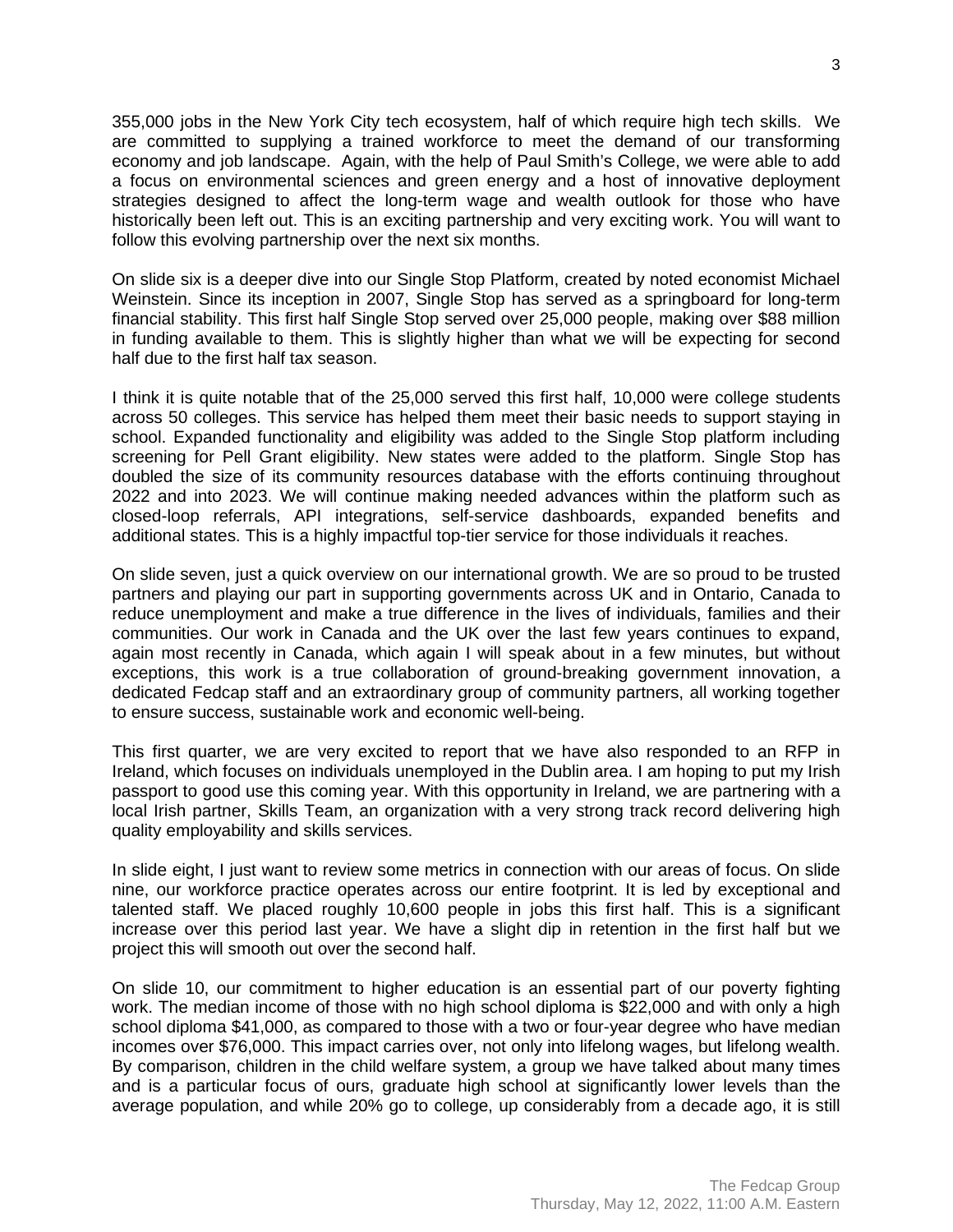355,000 jobs in the New York City tech ecosystem, half of which require high tech skills. We are committed to supplying a trained workforce to meet the demand of our transforming economy and job landscape. Again, with the help of Paul Smith's College, we were able to add a focus on environmental sciences and green energy and a host of innovative deployment strategies designed to affect the long-term wage and wealth outlook for those who have historically been left out. This is an exciting partnership and very exciting work. You will want to follow this evolving partnership over the next six months.

On slide six is a deeper dive into our Single Stop Platform, created by noted economist Michael Weinstein. Since its inception in 2007, Single Stop has served as a springboard for long-term financial stability. This first half Single Stop served over 25,000 people, making over $88 million in funding available to them. This is slightly higher than what we will be expecting for second half due to the first half tax season.

I think it is quite notable that of the 25,000 served this first half, 10,000 were college students across 50 colleges. This service has helped them meet their basic needs to support staying in school. Expanded functionality and eligibility was added to the Single Stop platform including screening for Pell Grant eligibility. New states were added to the platform. Single Stop has doubled the size of its community resources database with the efforts continuing throughout 2022 and into 2023. We will continue making needed advances within the platform such as closed-loop referrals, API integrations, self-service dashboards, expanded benefits and additional states. This is a highly impactful top-tier service for those individuals it reaches.

On slide seven, just a quick overview on our international growth. We are so proud to be trusted partners and playing our part in supporting governments across UK and in Ontario, Canada to reduce unemployment and make a true difference in the lives of individuals, families and their communities. Our work in Canada and the UK over the last few years continues to expand, again most recently in Canada, which again I will speak about in a few minutes, but without exceptions, this work is a true collaboration of ground-breaking government innovation, a dedicated Fedcap staff and an extraordinary group of community partners, all working together to ensure success, sustainable work and economic well-being.

This first quarter, we are very excited to report that we have also responded to an RFP in Ireland, which focuses on individuals unemployed in the Dublin area. I am hoping to put my Irish passport to good use this coming year. With this opportunity in Ireland, we are partnering with a local Irish partner, Skills Team, an organization with a very strong track record delivering high quality employability and skills services.

In slide eight, I just want to review some metrics in connection with our areas of focus. On slide nine, our workforce practice operates across our entire footprint. It is led by exceptional and talented staff. We placed roughly 10,600 people in jobs this first half. This is a significant increase over this period last year. We have a slight dip in retention in the first half but we project this will smooth out over the second half.

On slide 10, our commitment to higher education is an essential part of our poverty fighting work. The median income of those with no high school diploma is $22,000 and with only a high school diploma $41,000, as compared to those with a two or four-year degree who have median incomes over $76,000. This impact carries over, not only into lifelong wages, but lifelong wealth. By comparison, children in the child welfare system, a group we have talked about many times and is a particular focus of ours, graduate high school at significantly lower levels than the average population, and while 20% go to college, up considerably from a decade ago, it is still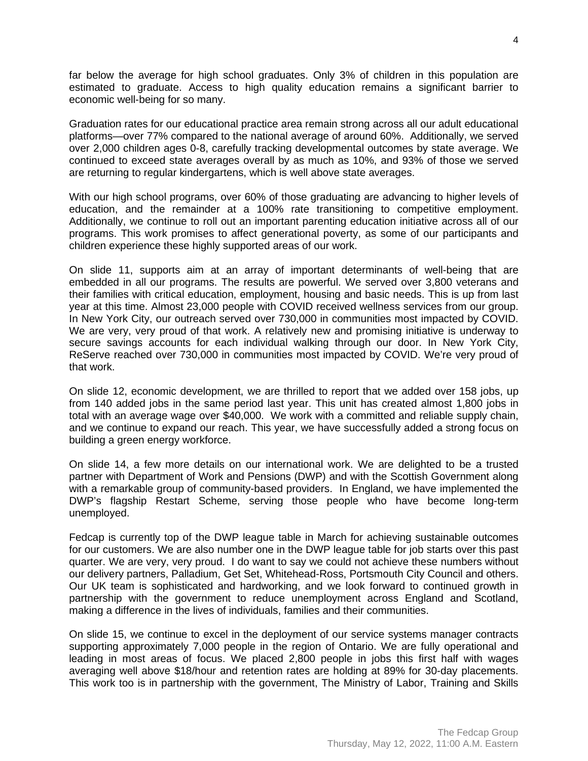far below the average for high school graduates. Only 3% of children in this population are estimated to graduate. Access to high quality education remains a significant barrier to economic well-being for so many.

Graduation rates for our educational practice area remain strong across all our adult educational platforms—over 77% compared to the national average of around 60%. Additionally, we served over 2,000 children ages 0-8, carefully tracking developmental outcomes by state average. We continued to exceed state averages overall by as much as 10%, and 93% of those we served are returning to regular kindergartens, which is well above state averages.

With our high school programs, over 60% of those graduating are advancing to higher levels of education, and the remainder at a 100% rate transitioning to competitive employment. Additionally, we continue to roll out an important parenting education initiative across all of our programs. This work promises to affect generational poverty, as some of our participants and children experience these highly supported areas of our work.

On slide 11, supports aim at an array of important determinants of well-being that are embedded in all our programs. The results are powerful. We served over 3,800 veterans and their families with critical education, employment, housing and basic needs. This is up from last year at this time. Almost 23,000 people with COVID received wellness services from our group. In New York City, our outreach served over 730,000 in communities most impacted by COVID. We are very, very proud of that work. A relatively new and promising initiative is underway to secure savings accounts for each individual walking through our door. In New York City, ReServe reached over 730,000 in communities most impacted by COVID. We're very proud of that work.

On slide 12, economic development, we are thrilled to report that we added over 158 jobs, up from 140 added jobs in the same period last year. This unit has created almost 1,800 jobs in total with an average wage over $40,000. We work with a committed and reliable supply chain, and we continue to expand our reach. This year, we have successfully added a strong focus on building a green energy workforce.

On slide 14, a few more details on our international work. We are delighted to be a trusted partner with Department of Work and Pensions (DWP) and with the Scottish Government along with a remarkable group of community-based providers. In England, we have implemented the DWP's flagship Restart Scheme, serving those people who have become long-term unemployed.

Fedcap is currently top of the DWP league table in March for achieving sustainable outcomes for our customers. We are also number one in the DWP league table for job starts over this past quarter. We are very, very proud. I do want to say we could not achieve these numbers without our delivery partners, Palladium, Get Set, Whitehead-Ross, Portsmouth City Council and others. Our UK team is sophisticated and hardworking, and we look forward to continued growth in partnership with the government to reduce unemployment across England and Scotland, making a difference in the lives of individuals, families and their communities.

On slide 15, we continue to excel in the deployment of our service systems manager contracts supporting approximately 7,000 people in the region of Ontario. We are fully operational and leading in most areas of focus. We placed 2,800 people in jobs this first half with wages averaging well above $18/hour and retention rates are holding at 89% for 30-day placements. This work too is in partnership with the government, The Ministry of Labor, Training and Skills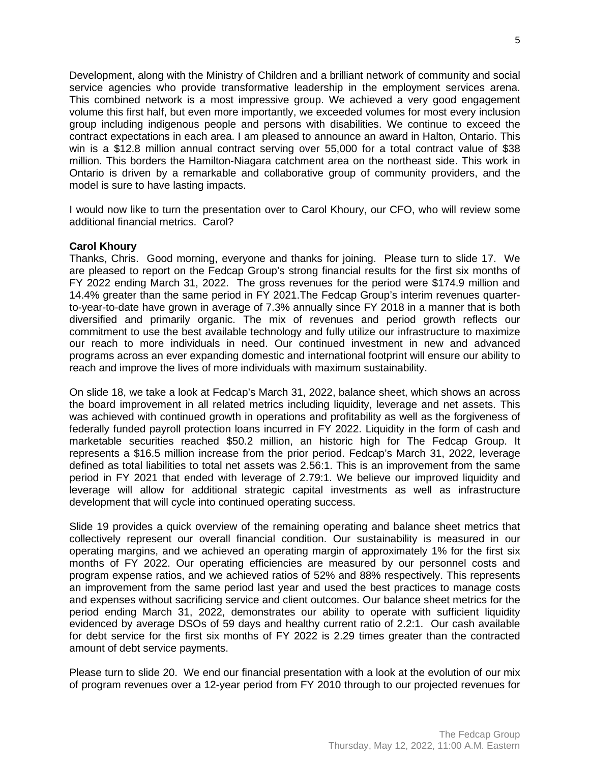Development, along with the Ministry of Children and a brilliant network of community and social service agencies who provide transformative leadership in the employment services arena. This combined network is a most impressive group. We achieved a very good engagement volume this first half, but even more importantly, we exceeded volumes for most every inclusion group including indigenous people and persons with disabilities. We continue to exceed the contract expectations in each area. I am pleased to announce an award in Halton, Ontario. This win is a $12.8 million annual contract serving over 55,000 for a total contract value of $38 million. This borders the Hamilton-Niagara catchment area on the northeast side. This work in Ontario is driven by a remarkable and collaborative group of community providers, and the model is sure to have lasting impacts.

I would now like to turn the presentation over to Carol Khoury, our CFO, who will review some additional financial metrics. Carol?

**Carol Khoury**
Thanks, Chris. Good morning, everyone and thanks for joining. Please turn to slide 17. We are pleased to report on the Fedcap Group's strong financial results for the first six months of FY 2022 ending March 31, 2022. The gross revenues for the period were $174.9 million and 14.4% greater than the same period in FY 2021.The Fedcap Group's interim revenues quarter-to-year-to-date have grown in average of 7.3% annually since FY 2018 in a manner that is both diversified and primarily organic. The mix of revenues and period growth reflects our commitment to use the best available technology and fully utilize our infrastructure to maximize our reach to more individuals in need. Our continued investment in new and advanced programs across an ever expanding domestic and international footprint will ensure our ability to reach and improve the lives of more individuals with maximum sustainability.

On slide 18, we take a look at Fedcap's March 31, 2022, balance sheet, which shows an across the board improvement in all related metrics including liquidity, leverage and net assets. This was achieved with continued growth in operations and profitability as well as the forgiveness of federally funded payroll protection loans incurred in FY 2022. Liquidity in the form of cash and marketable securities reached $50.2 million, an historic high for The Fedcap Group. It represents a $16.5 million increase from the prior period. Fedcap's March 31, 2022, leverage defined as total liabilities to total net assets was 2.56:1. This is an improvement from the same period in FY 2021 that ended with leverage of 2.79:1. We believe our improved liquidity and leverage will allow for additional strategic capital investments as well as infrastructure development that will cycle into continued operating success.

Slide 19 provides a quick overview of the remaining operating and balance sheet metrics that collectively represent our overall financial condition. Our sustainability is measured in our operating margins, and we achieved an operating margin of approximately 1% for the first six months of FY 2022. Our operating efficiencies are measured by our personnel costs and program expense ratios, and we achieved ratios of 52% and 88% respectively. This represents an improvement from the same period last year and used the best practices to manage costs and expenses without sacrificing service and client outcomes. Our balance sheet metrics for the period ending March 31, 2022, demonstrates our ability to operate with sufficient liquidity evidenced by average DSOs of 59 days and healthy current ratio of 2.2:1. Our cash available for debt service for the first six months of FY 2022 is 2.29 times greater than the contracted amount of debt service payments.

Please turn to slide 20. We end our financial presentation with a look at the evolution of our mix of program revenues over a 12-year period from FY 2010 through to our projected revenues for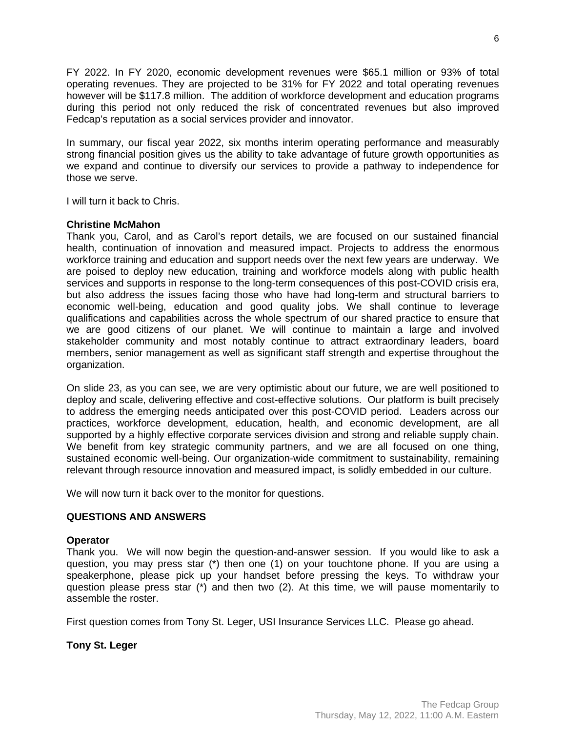FY 2022. In FY 2020, economic development revenues were $65.1 million or 93% of total operating revenues. They are projected to be 31% for FY 2022 and total operating revenues however will be $117.8 million. The addition of workforce development and education programs during this period not only reduced the risk of concentrated revenues but also improved Fedcap's reputation as a social services provider and innovator.

In summary, our fiscal year 2022, six months interim operating performance and measurably strong financial position gives us the ability to take advantage of future growth opportunities as we expand and continue to diversify our services to provide a pathway to independence for those we serve.

I will turn it back to Chris.

**Christine McMahon**
Thank you, Carol, and as Carol's report details, we are focused on our sustained financial health, continuation of innovation and measured impact. Projects to address the enormous workforce training and education and support needs over the next few years are underway. We are poised to deploy new education, training and workforce models along with public health services and supports in response to the long-term consequences of this post-COVID crisis era, but also address the issues facing those who have had long-term and structural barriers to economic well-being, education and good quality jobs. We shall continue to leverage qualifications and capabilities across the whole spectrum of our shared practice to ensure that we are good citizens of our planet. We will continue to maintain a large and involved stakeholder community and most notably continue to attract extraordinary leaders, board members, senior management as well as significant staff strength and expertise throughout the organization.

On slide 23, as you can see, we are very optimistic about our future, we are well positioned to deploy and scale, delivering effective and cost-effective solutions. Our platform is built precisely to address the emerging needs anticipated over this post-COVID period. Leaders across our practices, workforce development, education, health, and economic development, are all supported by a highly effective corporate services division and strong and reliable supply chain. We benefit from key strategic community partners, and we are all focused on one thing, sustained economic well-being. Our organization-wide commitment to sustainability, remaining relevant through resource innovation and measured impact, is solidly embedded in our culture.

We will now turn it back over to the monitor for questions.

**QUESTIONS AND ANSWERS**

**Operator**
Thank you. We will now begin the question-and-answer session. If you would like to ask a question, you may press star (*) then one (1) on your touchtone phone. If you are using a speakerphone, please pick up your handset before pressing the keys. To withdraw your question please press star (*) and then two (2). At this time, we will pause momentarily to assemble the roster.

First question comes from Tony St. Leger, USI Insurance Services LLC. Please go ahead.

**Tony St. Leger**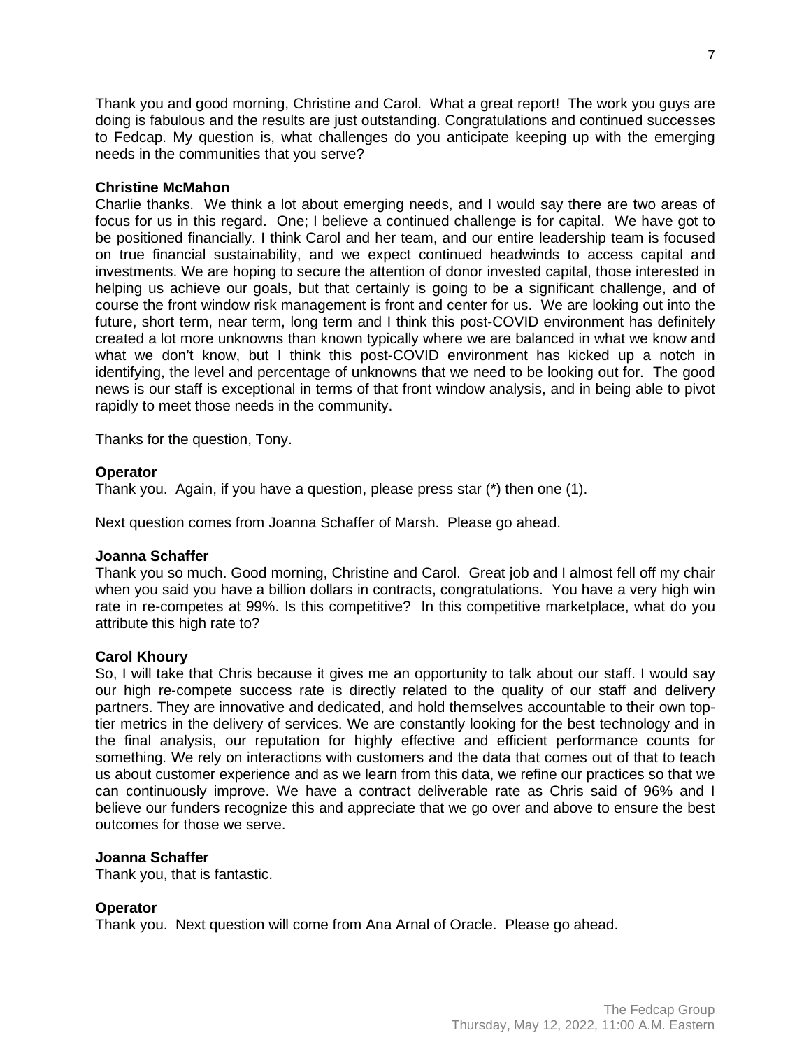Thank you and good morning, Christine and Carol. What a great report! The work you guys are doing is fabulous and the results are just outstanding. Congratulations and continued successes to Fedcap. My question is, what challenges do you anticipate keeping up with the emerging needs in the communities that you serve?

**Christine McMahon**
Charlie thanks. We think a lot about emerging needs, and I would say there are two areas of focus for us in this regard. One; I believe a continued challenge is for capital. We have got to be positioned financially. I think Carol and her team, and our entire leadership team is focused on true financial sustainability, and we expect continued headwinds to access capital and investments. We are hoping to secure the attention of donor invested capital, those interested in helping us achieve our goals, but that certainly is going to be a significant challenge, and of course the front window risk management is front and center for us. We are looking out into the future, short term, near term, long term and I think this post-COVID environment has definitely created a lot more unknowns than known typically where we are balanced in what we know and what we don't know, but I think this post-COVID environment has kicked up a notch in identifying, the level and percentage of unknowns that we need to be looking out for. The good news is our staff is exceptional in terms of that front window analysis, and in being able to pivot rapidly to meet those needs in the community.

Thanks for the question, Tony.

**Operator**
Thank you. Again, if you have a question, please press star (*) then one (1).

Next question comes from Joanna Schaffer of Marsh. Please go ahead.

**Joanna Schaffer**
Thank you so much. Good morning, Christine and Carol. Great job and I almost fell off my chair when you said you have a billion dollars in contracts, congratulations. You have a very high win rate in re-competes at 99%. Is this competitive? In this competitive marketplace, what do you attribute this high rate to?

**Carol Khoury**
So, I will take that Chris because it gives me an opportunity to talk about our staff. I would say our high re-compete success rate is directly related to the quality of our staff and delivery partners. They are innovative and dedicated, and hold themselves accountable to their own top-tier metrics in the delivery of services. We are constantly looking for the best technology and in the final analysis, our reputation for highly effective and efficient performance counts for something. We rely on interactions with customers and the data that comes out of that to teach us about customer experience and as we learn from this data, we refine our practices so that we can continuously improve. We have a contract deliverable rate as Chris said of 96% and I believe our funders recognize this and appreciate that we go over and above to ensure the best outcomes for those we serve.

**Joanna Schaffer**
Thank you, that is fantastic.

**Operator**
Thank you. Next question will come from Ana Arnal of Oracle. Please go ahead.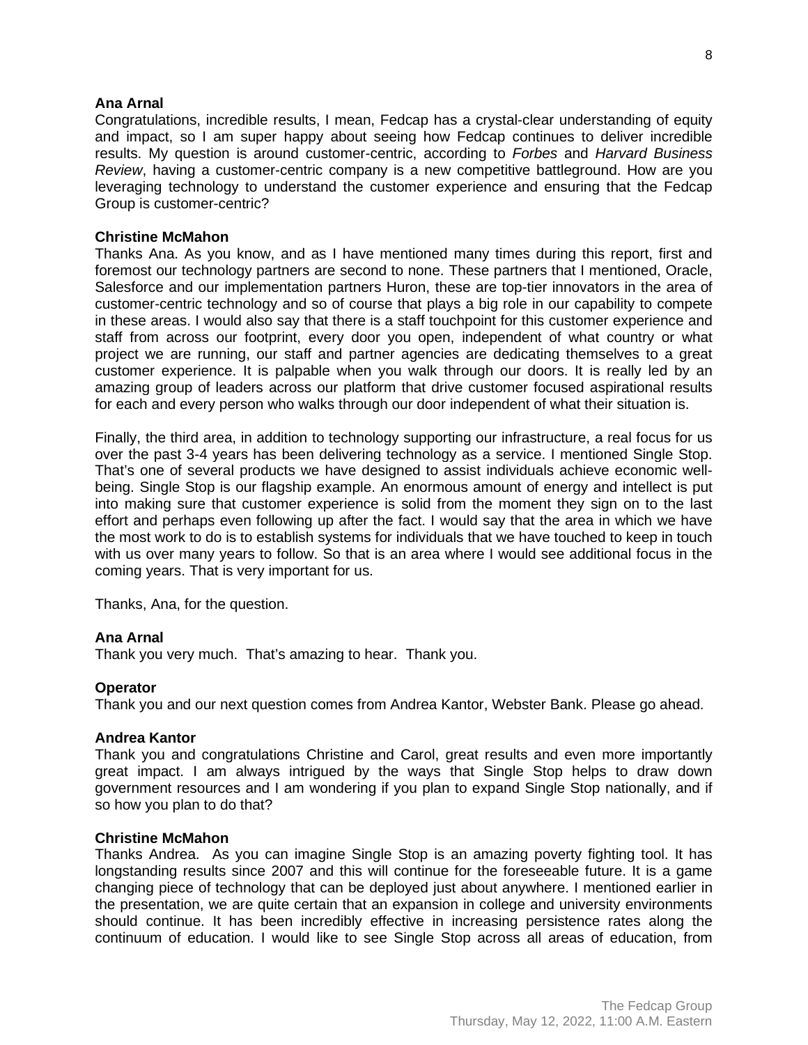**Ana Arnal**
Congratulations, incredible results, I mean, Fedcap has a crystal-clear understanding of equity and impact, so I am super happy about seeing how Fedcap continues to deliver incredible results. My question is around customer-centric, according to *Forbes* and *Harvard Business Review*, having a customer-centric company is a new competitive battleground. How are you leveraging technology to understand the customer experience and ensuring that the Fedcap Group is customer-centric?

**Christine McMahon**
Thanks Ana. As you know, and as I have mentioned many times during this report, first and foremost our technology partners are second to none. These partners that I mentioned, Oracle, Salesforce and our implementation partners Huron, these are top-tier innovators in the area of customer-centric technology and so of course that plays a big role in our capability to compete in these areas. I would also say that there is a staff touchpoint for this customer experience and staff from across our footprint, every door you open, independent of what country or what project we are running, our staff and partner agencies are dedicating themselves to a great customer experience. It is palpable when you walk through our doors. It is really led by an amazing group of leaders across our platform that drive customer focused aspirational results for each and every person who walks through our door independent of what their situation is.

Finally, the third area, in addition to technology supporting our infrastructure, a real focus for us over the past 3-4 years has been delivering technology as a service. I mentioned Single Stop. That's one of several products we have designed to assist individuals achieve economic well-being. Single Stop is our flagship example. An enormous amount of energy and intellect is put into making sure that customer experience is solid from the moment they sign on to the last effort and perhaps even following up after the fact. I would say that the area in which we have the most work to do is to establish systems for individuals that we have touched to keep in touch with us over many years to follow. So that is an area where I would see additional focus in the coming years. That is very important for us.

Thanks, Ana, for the question.

**Ana Arnal**
Thank you very much. That's amazing to hear. Thank you.

**Operator**
Thank you and our next question comes from Andrea Kantor, Webster Bank. Please go ahead.

**Andrea Kantor**
Thank you and congratulations Christine and Carol, great results and even more importantly great impact. I am always intrigued by the ways that Single Stop helps to draw down government resources and I am wondering if you plan to expand Single Stop nationally, and if so how you plan to do that?

**Christine McMahon**
Thanks Andrea. As you can imagine Single Stop is an amazing poverty fighting tool. It has longstanding results since 2007 and this will continue for the foreseeable future. It is a game changing piece of technology that can be deployed just about anywhere. I mentioned earlier in the presentation, we are quite certain that an expansion in college and university environments should continue. It has been incredibly effective in increasing persistence rates along the continuum of education. I would like to see Single Stop across all areas of education, from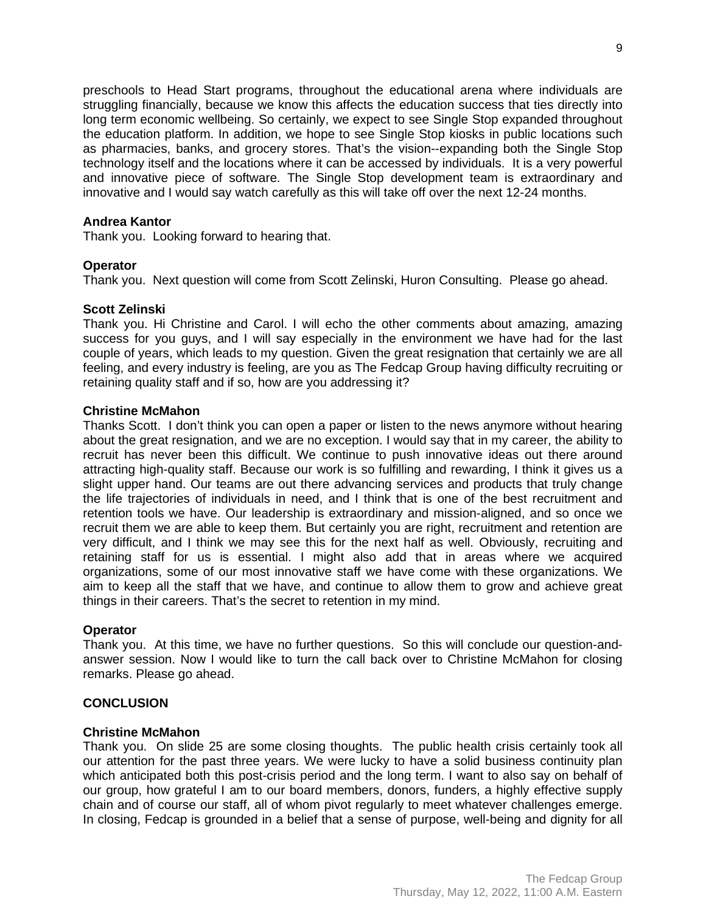preschools to Head Start programs, throughout the educational arena where individuals are struggling financially, because we know this affects the education success that ties directly into long term economic wellbeing. So certainly, we expect to see Single Stop expanded throughout the education platform. In addition, we hope to see Single Stop kiosks in public locations such as pharmacies, banks, and grocery stores. That's the vision--expanding both the Single Stop technology itself and the locations where it can be accessed by individuals. It is a very powerful and innovative piece of software. The Single Stop development team is extraordinary and innovative and I would say watch carefully as this will take off over the next 12-24 months.

**Andrea Kantor**
Thank you. Looking forward to hearing that.

**Operator**
Thank you. Next question will come from Scott Zelinski, Huron Consulting. Please go ahead.

**Scott Zelinski**
Thank you. Hi Christine and Carol. I will echo the other comments about amazing, amazing success for you guys, and I will say especially in the environment we have had for the last couple of years, which leads to my question. Given the great resignation that certainly we are all feeling, and every industry is feeling, are you as The Fedcap Group having difficulty recruiting or retaining quality staff and if so, how are you addressing it?

**Christine McMahon**
Thanks Scott. I don't think you can open a paper or listen to the news anymore without hearing about the great resignation, and we are no exception. I would say that in my career, the ability to recruit has never been this difficult. We continue to push innovative ideas out there around attracting high-quality staff. Because our work is so fulfilling and rewarding, I think it gives us a slight upper hand. Our teams are out there advancing services and products that truly change the life trajectories of individuals in need, and I think that is one of the best recruitment and retention tools we have. Our leadership is extraordinary and mission-aligned, and so once we recruit them we are able to keep them. But certainly you are right, recruitment and retention are very difficult, and I think we may see this for the next half as well. Obviously, recruiting and retaining staff for us is essential. I might also add that in areas where we acquired organizations, some of our most innovative staff we have come with these organizations. We aim to keep all the staff that we have, and continue to allow them to grow and achieve great things in their careers. That's the secret to retention in my mind.

**Operator**
Thank you. At this time, we have no further questions. So this will conclude our question-and-answer session. Now I would like to turn the call back over to Christine McMahon for closing remarks. Please go ahead.

**CONCLUSION**

**Christine McMahon**
Thank you. On slide 25 are some closing thoughts. The public health crisis certainly took all our attention for the past three years. We were lucky to have a solid business continuity plan which anticipated both this post-crisis period and the long term. I want to also say on behalf of our group, how grateful I am to our board members, donors, funders, a highly effective supply chain and of course our staff, all of whom pivot regularly to meet whatever challenges emerge. In closing, Fedcap is grounded in a belief that a sense of purpose, well-being and dignity for all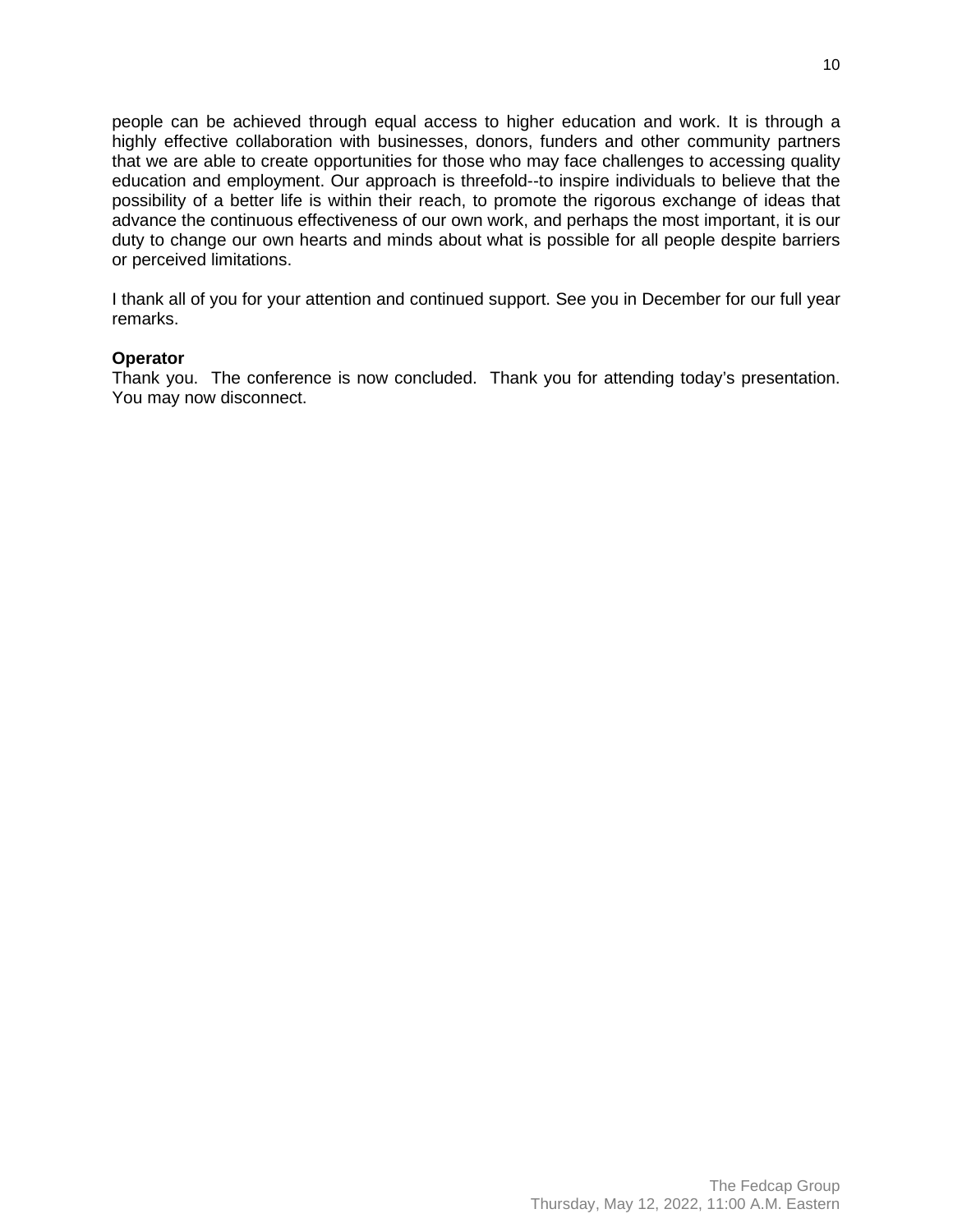people can be achieved through equal access to higher education and work. It is through a highly effective collaboration with businesses, donors, funders and other community partners that we are able to create opportunities for those who may face challenges to accessing quality education and employment. Our approach is threefold--to inspire individuals to believe that the possibility of a better life is within their reach, to promote the rigorous exchange of ideas that advance the continuous effectiveness of our own work, and perhaps the most important, it is our duty to change our own hearts and minds about what is possible for all people despite barriers or perceived limitations.

I thank all of you for your attention and continued support. See you in December for our full year remarks.

**Operator**
Thank you. The conference is now concluded. Thank you for attending today's presentation. You may now disconnect.